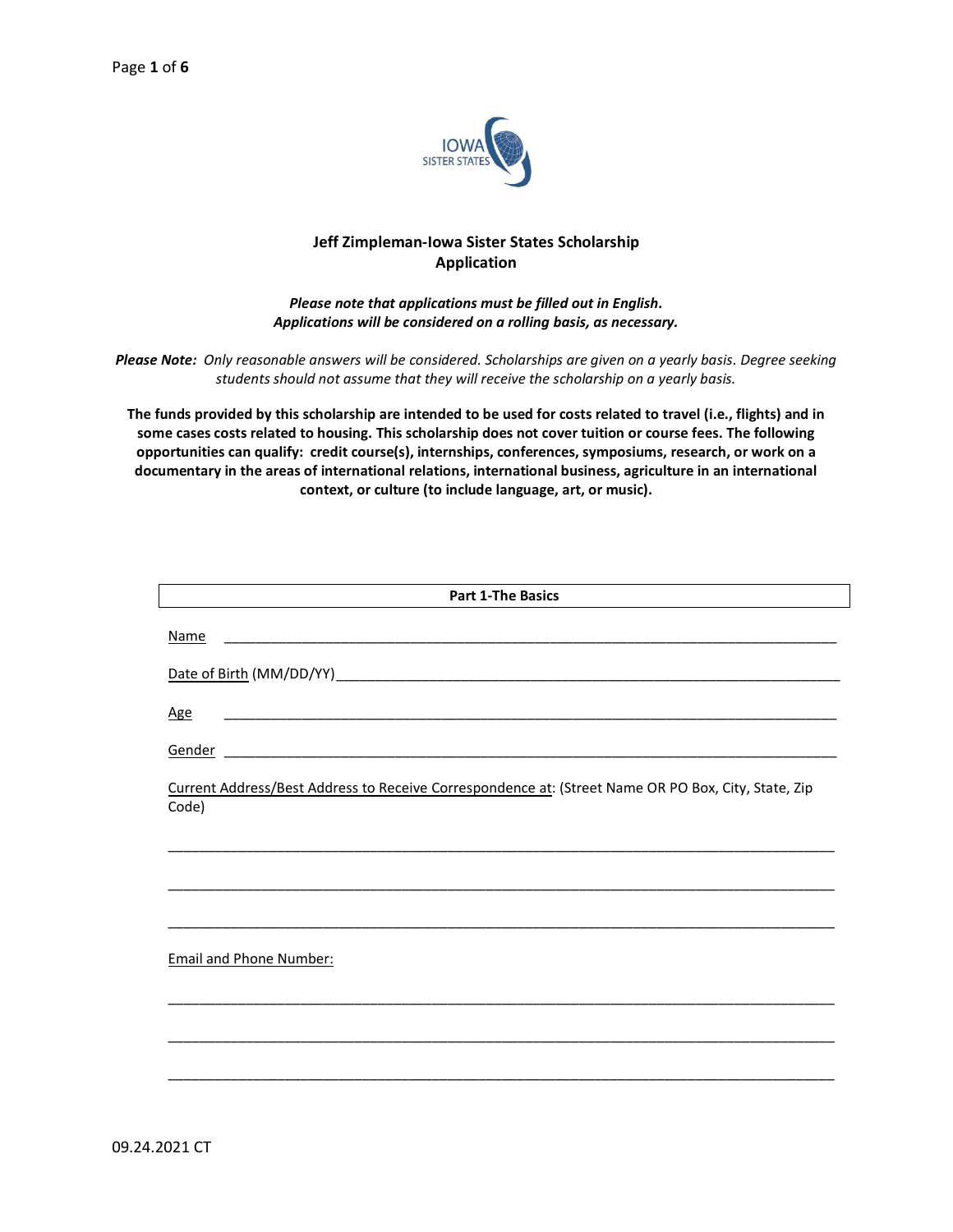# Jeff Zimpleman-Iowa Sister States Scholarship Application

***Please note that applications must be filled out in English.***
***Applications will be considered on a rolling basis, as necessary.***

***Please Note:*** *Only reasonable answers will be considered. Scholarships are given on a yearly basis. Degree seeking students should not assume that they will receive the scholarship on a yearly basis.*

**The funds provided by this scholarship are intended to be used for costs related to travel (i.e., flights) and in some cases costs related to housing. This scholarship does not cover tuition or course fees. The following opportunities can qualify: credit course(s), internships, conferences, symposiums, research, or work on a documentary in the areas of international relations, international business, agriculture in an international context, or culture (to include language, art, or music).**

## Part 1-The Basics

Name ___________________________________________________________________________

Date of Birth (MM/DD/YY)___________________________________________________________

Age ___________________________________________________________________________

Gender _________________________________________________________________________

Current Address/Best Address to Receive Correspondence at: (Street Name OR PO Box, City, State, Zip Code)

_______________________________________________________________________________

_______________________________________________________________________________

_______________________________________________________________________________

Email and Phone Number:

_______________________________________________________________________________

_______________________________________________________________________________

_______________________________________________________________________________

09.24.2021 CT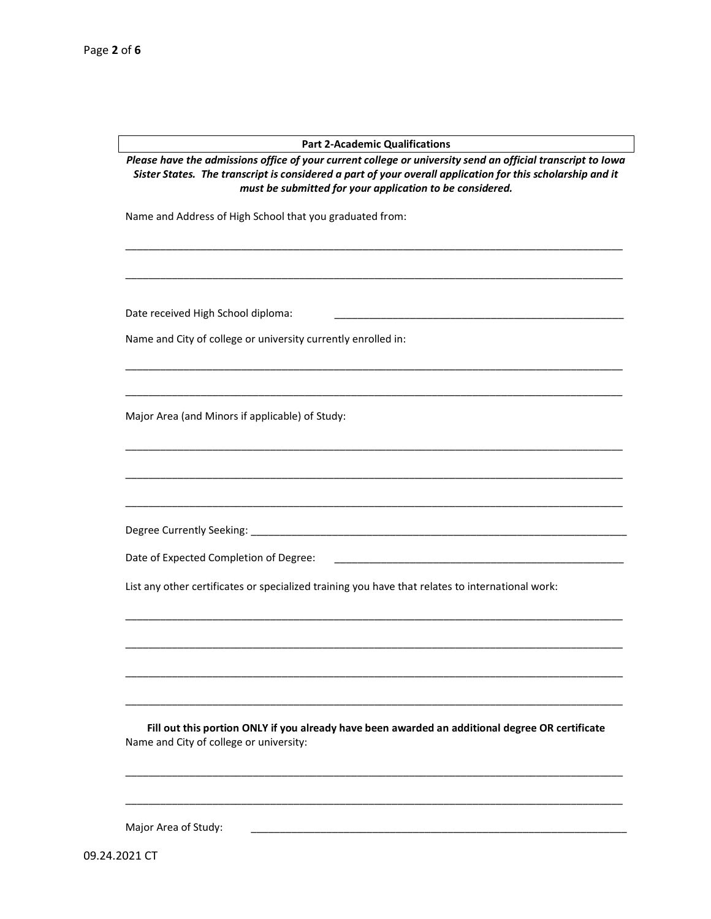## Part 2-Academic Qualifications

***Please have the admissions office of your current college or university send an official transcript to Iowa Sister States. The transcript is considered a part of your overall application for this scholarship and it must be submitted for your application to be considered.***

Name and Address of High School that you graduated from:

_______________________________________________________________________________________

_______________________________________________________________________________________

Date received High School diploma: _______________________________________________________

Name and City of college or university currently enrolled in:

_______________________________________________________________________________________

_______________________________________________________________________________________

Major Area (and Minors if applicable) of Study:

_______________________________________________________________________________________

_______________________________________________________________________________________

_______________________________________________________________________________________

Degree Currently Seeking: ________________________________________________________________

Date of Expected Completion of Degree: ____________________________________________________

List any other certificates or specialized training you have that relates to international work:

_______________________________________________________________________________________

_______________________________________________________________________________________

_______________________________________________________________________________________

_______________________________________________________________________________________

**Fill out this portion ONLY if you already have been awarded an additional degree OR certificate**

Name and City of college or university:

_______________________________________________________________________________________

_______________________________________________________________________________________

Major Area of Study: _____________________________________________________________________

09.24.2021 CT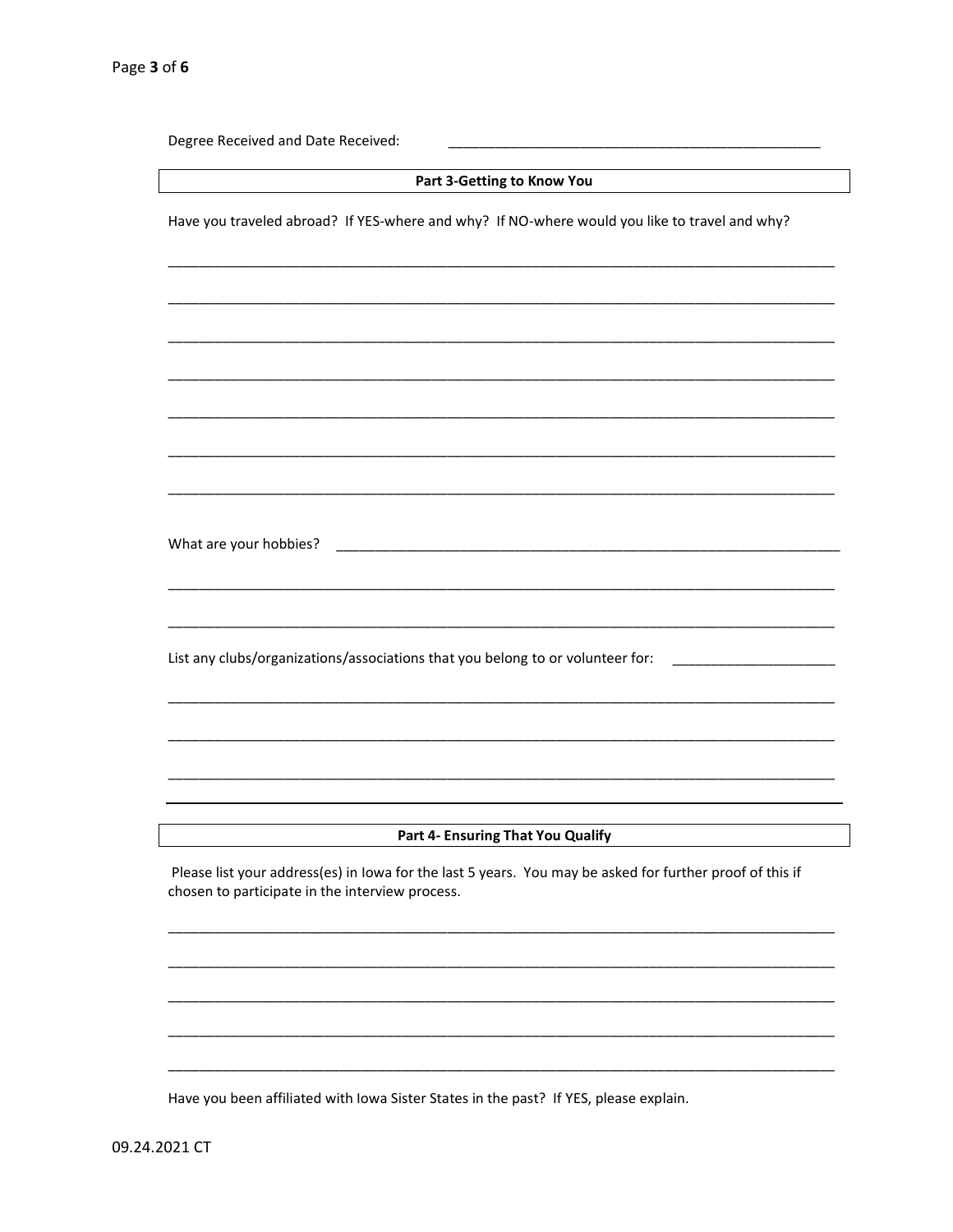Degree Received and Date Received: ______________________________________________

## Part 3-Getting to Know You

Have you traveled abroad? If YES-where and why? If NO-where would you like to travel and why?

_____________________________________________________________________________________

_____________________________________________________________________________________

_____________________________________________________________________________________

_____________________________________________________________________________________

_____________________________________________________________________________________

_____________________________________________________________________________________

_____________________________________________________________________________________

What are your hobbies? _______________________________________________________________

_____________________________________________________________________________________

_____________________________________________________________________________________

List any clubs/organizations/associations that you belong to or volunteer for: ____________________

_____________________________________________________________________________________

_____________________________________________________________________________________

_____________________________________________________________________________________

## Part 4- Ensuring That You Qualify

Please list your address(es) in Iowa for the last 5 years. You may be asked for further proof of this if chosen to participate in the interview process.

_____________________________________________________________________________________

_____________________________________________________________________________________

_____________________________________________________________________________________

_____________________________________________________________________________________

_____________________________________________________________________________________

Have you been affiliated with Iowa Sister States in the past? If YES, please explain.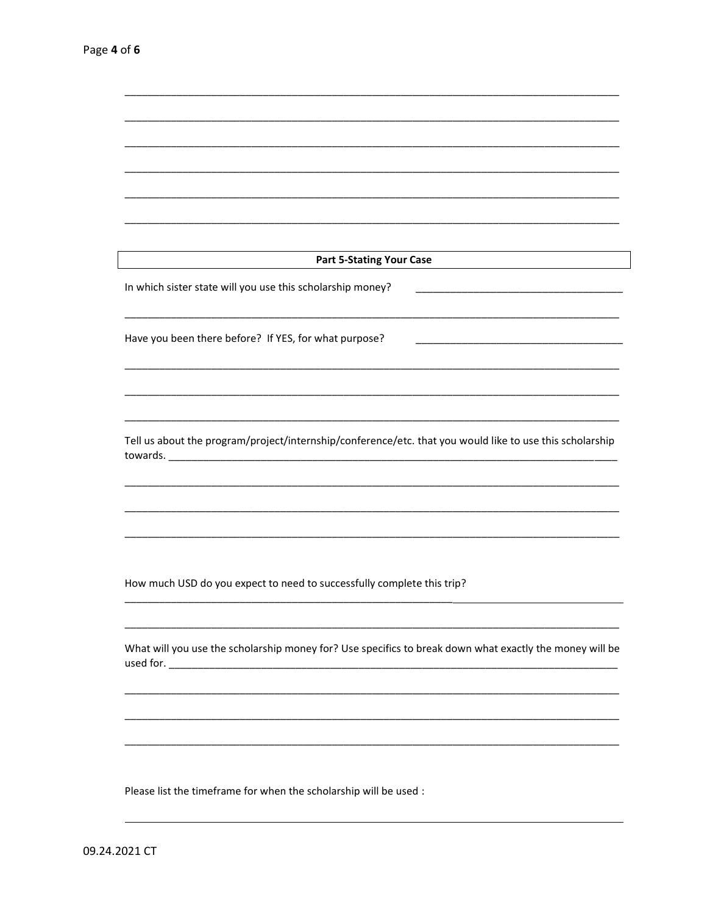## Part 5-Stating Your Case

In which sister state will you use this scholarship money?

Have you been there before? If YES, for what purpose?

Tell us about the program/project/internship/conference/etc. that you would like to use this scholarship towards.

How much USD do you expect to need to successfully complete this trip?

What will you use the scholarship money for? Use specifics to break down what exactly the money will be used for.

Please list the timeframe for when the scholarship will be used :

09.24.2021 CT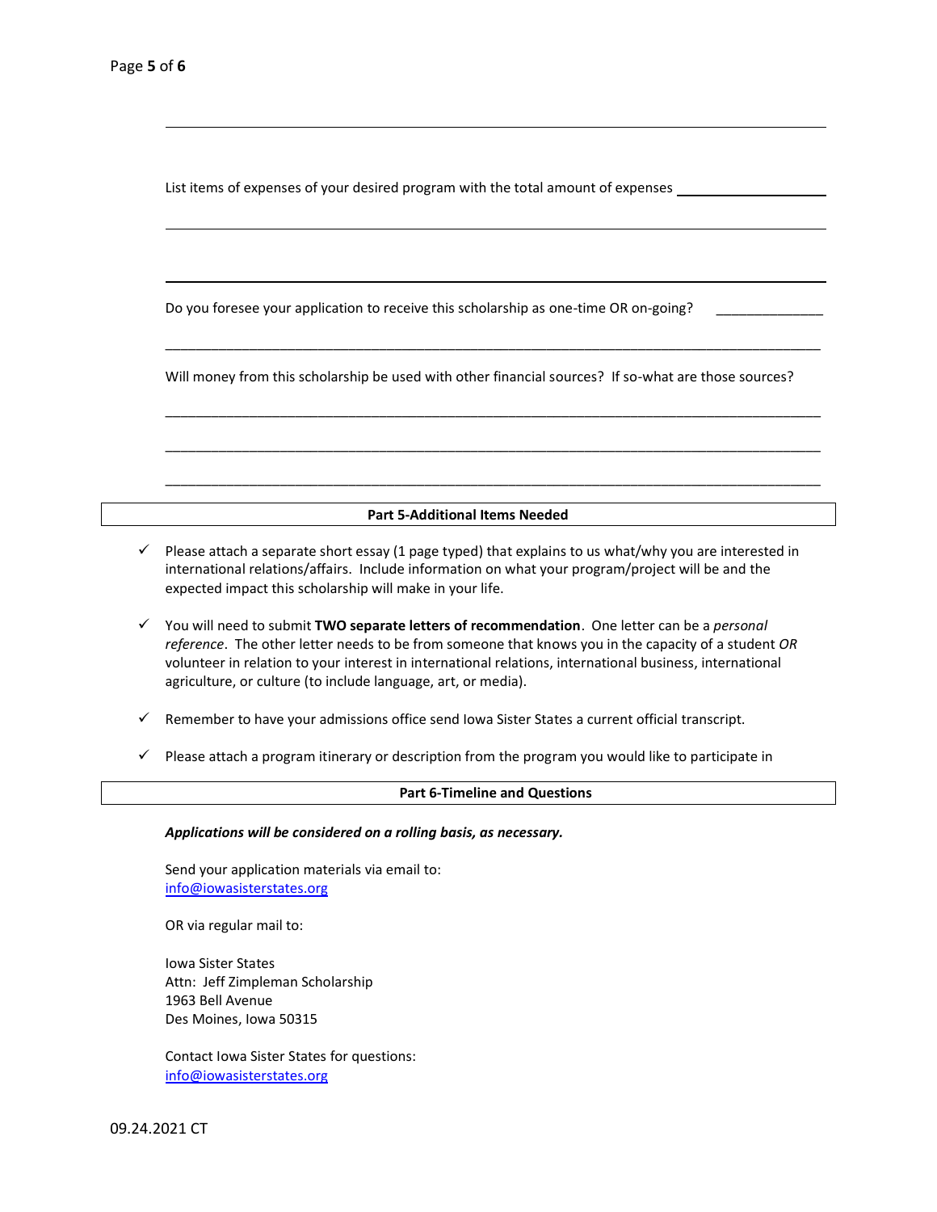List items of expenses of your desired program with the total amount of expenses ____________________

Do you foresee your application to receive this scholarship as one-time OR on-going? ______________

Will money from this scholarship be used with other financial sources? If so-what are those sources?

## Part 5-Additional Items Needed

- ✓ Please attach a separate short essay (1 page typed) that explains to us what/why you are interested in international relations/affairs. Include information on what your program/project will be and the expected impact this scholarship will make in your life.
- ✓ You will need to submit **TWO separate letters of recommendation**. One letter can be a *personal reference*. The other letter needs to be from someone that knows you in the capacity of a student *OR* volunteer in relation to your interest in international relations, international business, international agriculture, or culture (to include language, art, or media).
- ✓ Remember to have your admissions office send Iowa Sister States a current official transcript.
- ✓ Please attach a program itinerary or description from the program you would like to participate in

## Part 6-Timeline and Questions

***Applications will be considered on a rolling basis, as necessary.***

Send your application materials via email to:
info@iowasisterstates.org

OR via regular mail to:

Iowa Sister States
Attn: Jeff Zimpleman Scholarship
1963 Bell Avenue
Des Moines, Iowa 50315

Contact Iowa Sister States for questions:
info@iowasisterstates.org

09.24.2021 CT